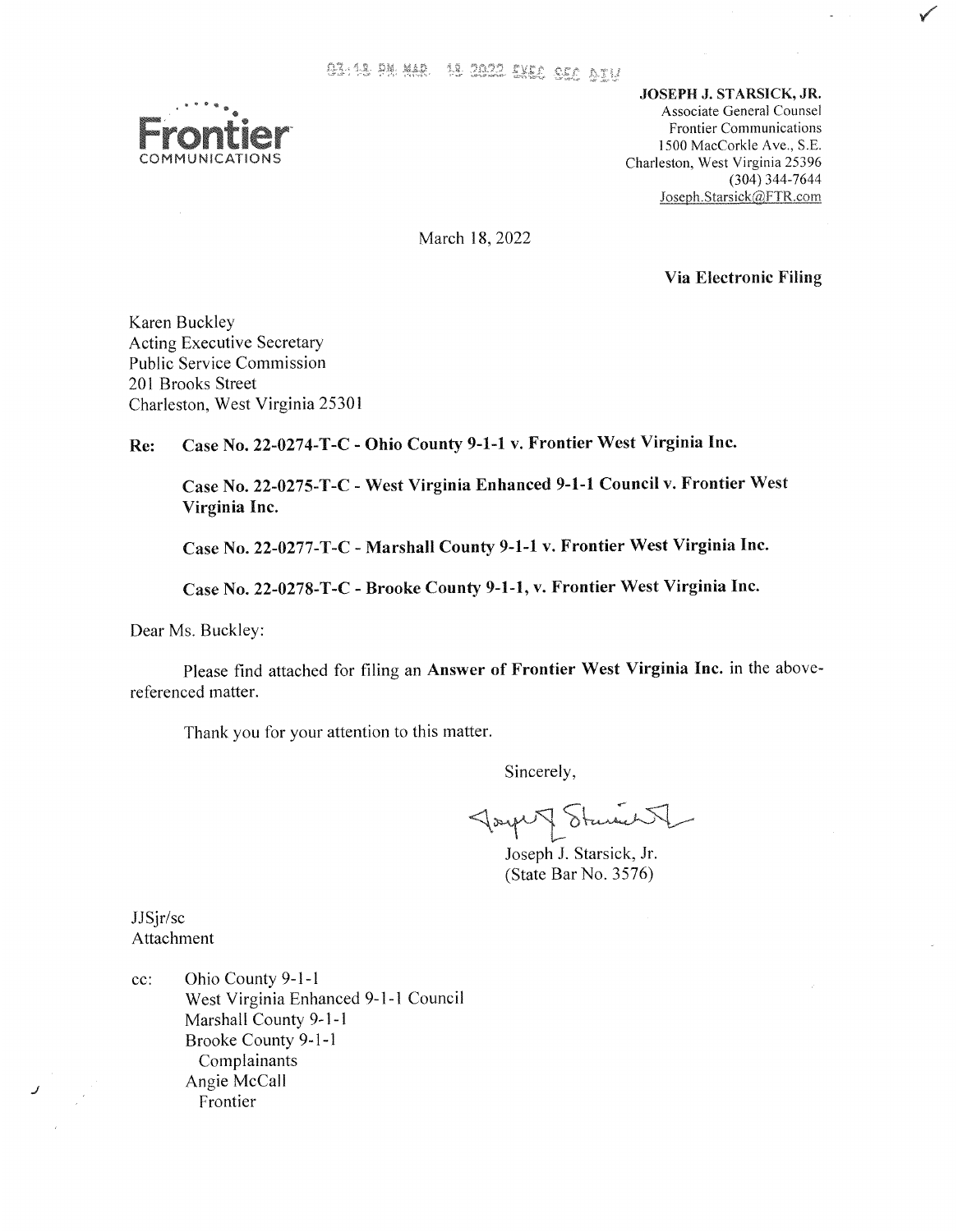03:18 PM MAR 18 2022 EXEC SEC DIV

Frontier COMMUNICATIONS

**JOSEPH J. STARSICK, JR.**
Associate General Counsel
Frontier Communications
1500 MacCorkle Ave., S.E.
Charleston, West Virginia 25396
(304) 344-7644
Joseph.Starsick@FTR.com

March 18, 2022

**Via Electronic Filing**

Karen Buckley
Acting Executive Secretary
Public Service Commission
201 Brooks Street
Charleston, West Virginia 25301

**Re: Case No. 22-0274-T-C - Ohio County 9-1-1 v. Frontier West Virginia Inc.**

**Case No. 22-0275-T-C - West Virginia Enhanced 9-1-1 Council v. Frontier West Virginia Inc.**

**Case No. 22-0277-T-C - Marshall County 9-1-1 v. Frontier West Virginia Inc.**

**Case No. 22-0278-T-C - Brooke County 9-1-1, v. Frontier West Virginia Inc.**

Dear Ms. Buckley:

Please find attached for filing an **Answer of Frontier West Virginia Inc.** in the above-referenced matter.

Thank you for your attention to this matter.

Sincerely,

Joseph J. Starsick, Jr.
(State Bar No. 3576)

JJSjr/sc
Attachment

cc: Ohio County 9-1-1
West Virginia Enhanced 9-1-1 Council
Marshall County 9-1-1
Brooke County 9-1-1
Complainants
Angie McCall
Frontier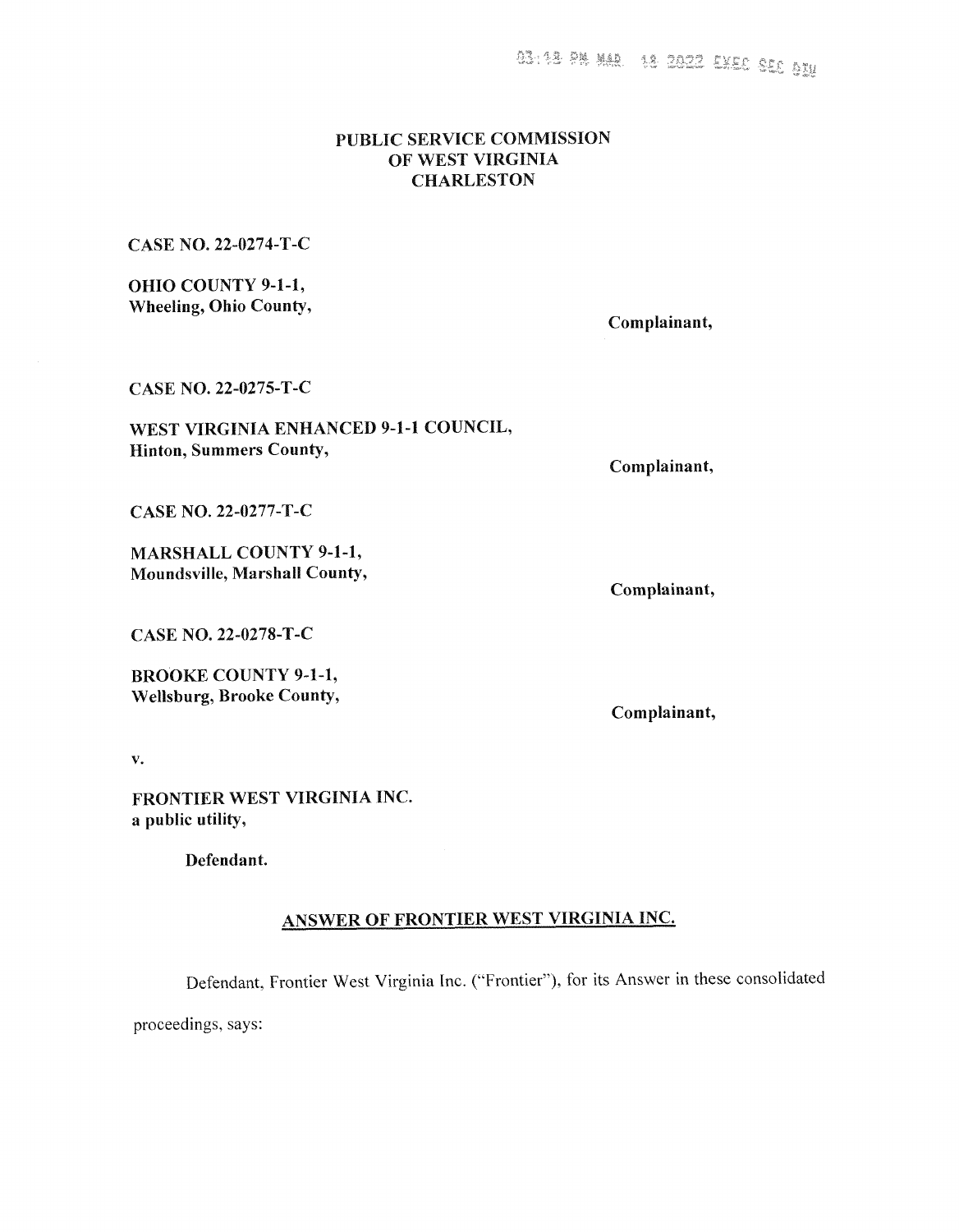03:18 PM MAR 18 2022 EXEC SEC DIV

**PUBLIC SERVICE COMMISSION**
**OF WEST VIRGINIA**
**CHARLESTON**

**CASE NO. 22-0274-T-C**

**OHIO COUNTY 9-1-1,**
**Wheeling, Ohio County,**

**Complainant,**

**CASE NO. 22-0275-T-C**

**WEST VIRGINIA ENHANCED 9-1-1 COUNCIL,**
**Hinton, Summers County,**

**Complainant,**

**CASE NO. 22-0277-T-C**

**MARSHALL COUNTY 9-1-1,**
**Moundsville, Marshall County,**

**Complainant,**

**CASE NO. 22-0278-T-C**

**BROOKE COUNTY 9-1-1,**
**Wellsburg, Brooke County,**

**Complainant,**

v.

**FRONTIER WEST VIRGINIA INC.**
**a public utility,**

**Defendant.**

**ANSWER OF FRONTIER WEST VIRGINIA INC.**

Defendant, Frontier West Virginia Inc. ("Frontier"), for its Answer in these consolidated proceedings, says: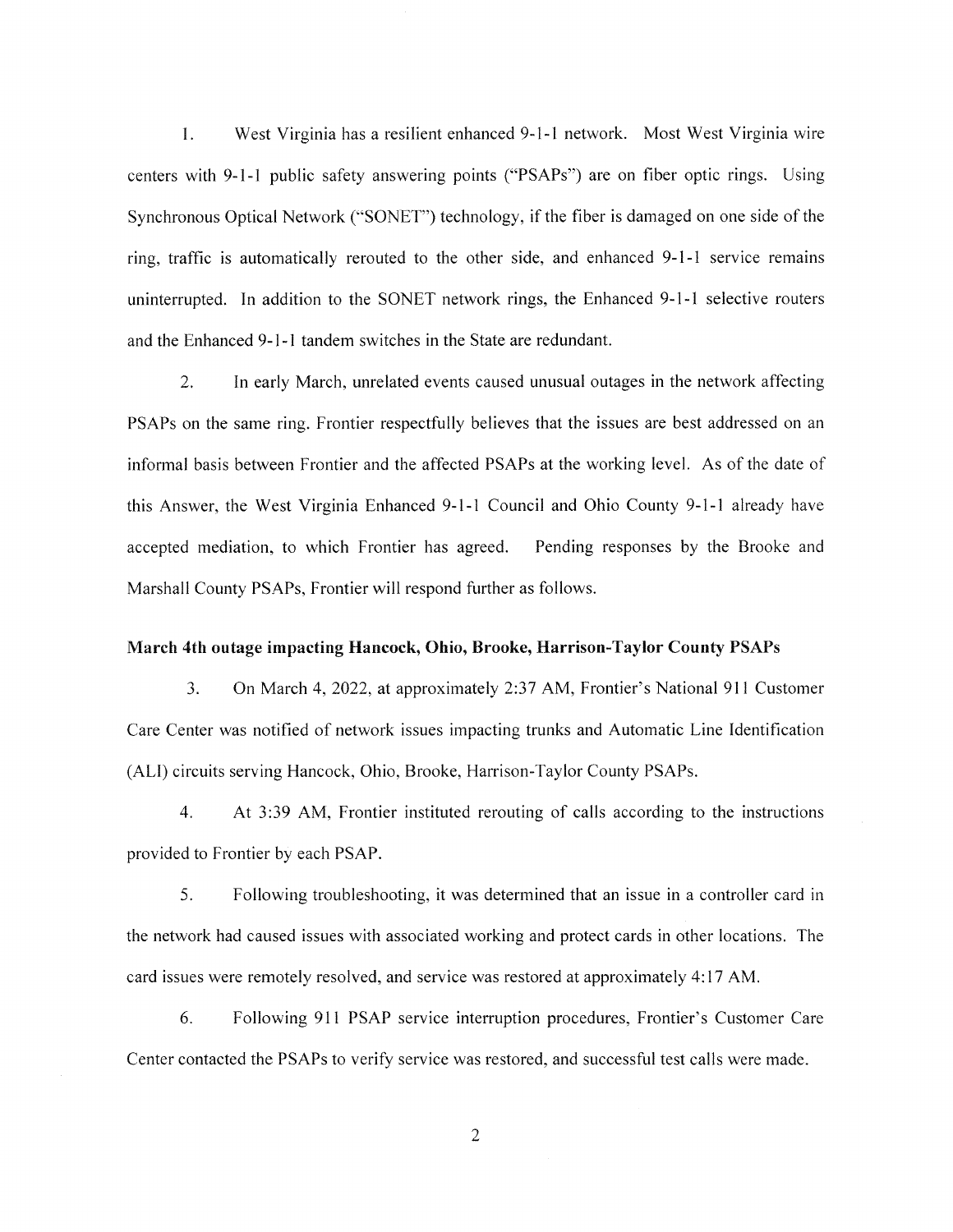1. West Virginia has a resilient enhanced 9-1-1 network. Most West Virginia wire centers with 9-1-1 public safety answering points ("PSAPs") are on fiber optic rings. Using Synchronous Optical Network ("SONET") technology, if the fiber is damaged on one side of the ring, traffic is automatically rerouted to the other side, and enhanced 9-1-1 service remains uninterrupted. In addition to the SONET network rings, the Enhanced 9-1-1 selective routers and the Enhanced 9-1-1 tandem switches in the State are redundant.

2. In early March, unrelated events caused unusual outages in the network affecting PSAPs on the same ring. Frontier respectfully believes that the issues are best addressed on an informal basis between Frontier and the affected PSAPs at the working level. As of the date of this Answer, the West Virginia Enhanced 9-1-1 Council and Ohio County 9-1-1 already have accepted mediation, to which Frontier has agreed. Pending responses by the Brooke and Marshall County PSAPs, Frontier will respond further as follows.

**March 4th outage impacting Hancock, Ohio, Brooke, Harrison-Taylor County PSAPs**

3. On March 4, 2022, at approximately 2:37 AM, Frontier's National 911 Customer Care Center was notified of network issues impacting trunks and Automatic Line Identification (ALI) circuits serving Hancock, Ohio, Brooke, Harrison-Taylor County PSAPs.

4. At 3:39 AM, Frontier instituted rerouting of calls according to the instructions provided to Frontier by each PSAP.

5. Following troubleshooting, it was determined that an issue in a controller card in the network had caused issues with associated working and protect cards in other locations. The card issues were remotely resolved, and service was restored at approximately 4:17 AM.

6. Following 911 PSAP service interruption procedures, Frontier's Customer Care Center contacted the PSAPs to verify service was restored, and successful test calls were made.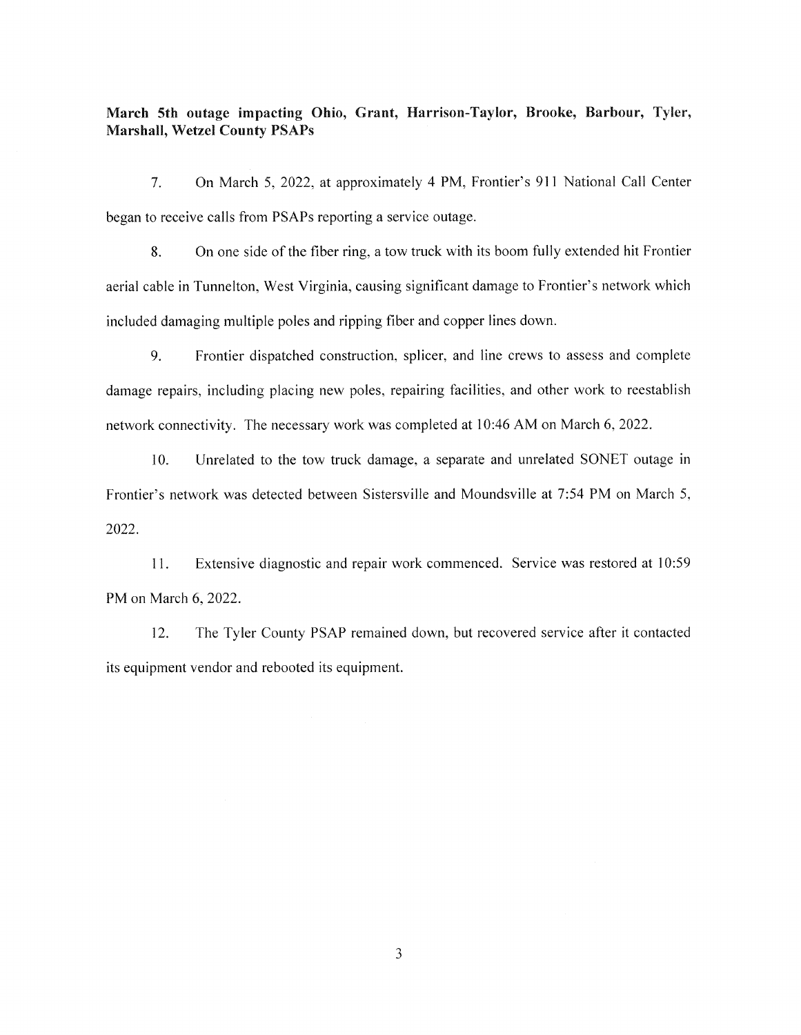**March 5th outage impacting Ohio, Grant, Harrison-Taylor, Brooke, Barbour, Tyler, Marshall, Wetzel County PSAPs**

7. On March 5, 2022, at approximately 4 PM, Frontier's 911 National Call Center began to receive calls from PSAPs reporting a service outage.

8. On one side of the fiber ring, a tow truck with its boom fully extended hit Frontier aerial cable in Tunnelton, West Virginia, causing significant damage to Frontier's network which included damaging multiple poles and ripping fiber and copper lines down.

9. Frontier dispatched construction, splicer, and line crews to assess and complete damage repairs, including placing new poles, repairing facilities, and other work to reestablish network connectivity. The necessary work was completed at 10:46 AM on March 6, 2022.

10. Unrelated to the tow truck damage, a separate and unrelated SONET outage in Frontier's network was detected between Sistersville and Moundsville at 7:54 PM on March 5, 2022.

11. Extensive diagnostic and repair work commenced. Service was restored at 10:59 PM on March 6, 2022.

12. The Tyler County PSAP remained down, but recovered service after it contacted its equipment vendor and rebooted its equipment.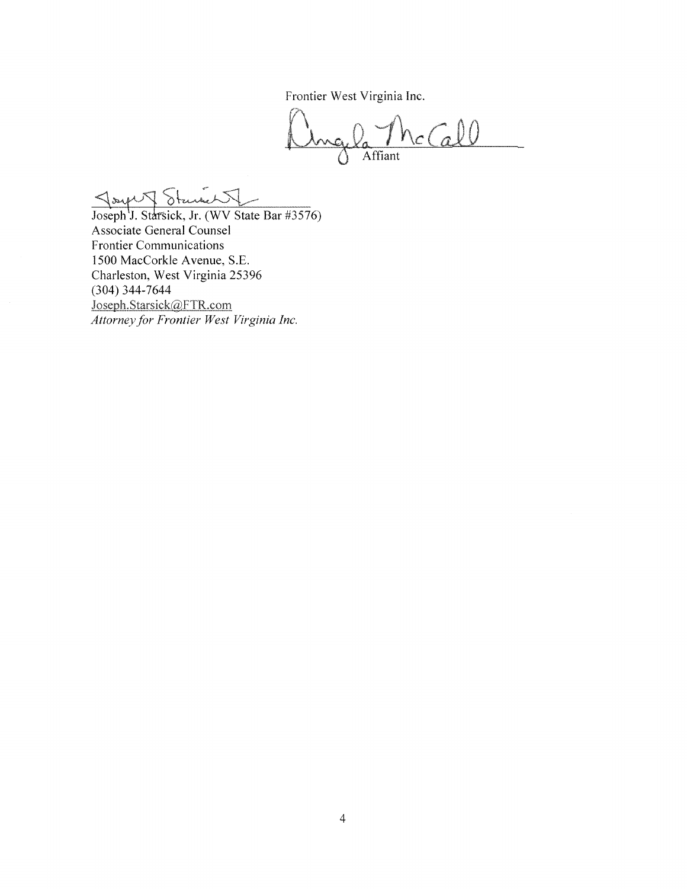Frontier West Virginia Inc.

Affiant

Joseph J. Starsick, Jr. (WV State Bar #3576)
Associate General Counsel
Frontier Communications
1500 MacCorkle Avenue, S.E.
Charleston, West Virginia 25396
(304) 344-7644
Joseph.Starsick@FTR.com
*Attorney for Frontier West Virginia Inc.*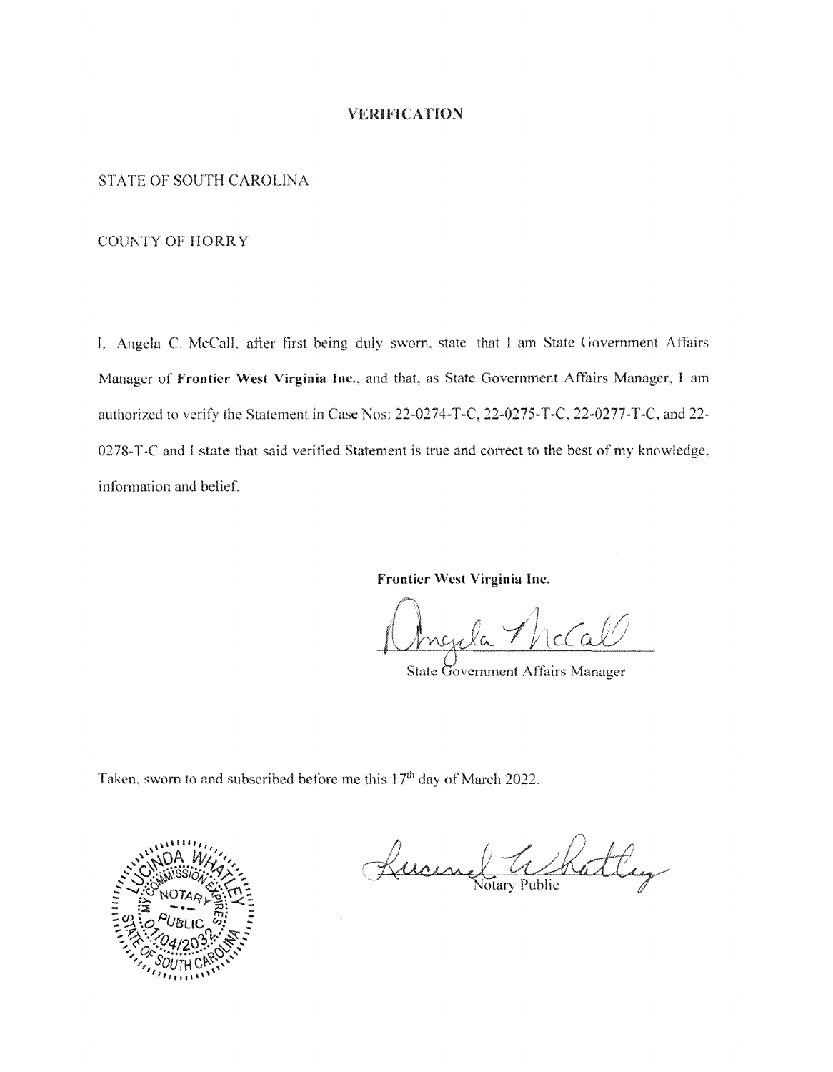# VERIFICATION

STATE OF SOUTH CAROLINA

COUNTY OF HORRY

I, Angela C. McCall, after first being duly sworn, state that I am State Government Affairs Manager of **Frontier West Virginia Inc.**, and that, as State Government Affairs Manager, I am authorized to verify the Statement in Case Nos: 22-0274-T-C, 22-0275-T-C, 22-0277-T-C, and 22-0278-T-C and I state that said verified Statement is true and correct to the best of my knowledge, information and belief.

**Frontier West Virginia Inc.**

Angela McCall

State Government Affairs Manager

Taken, sworn to and subscribed before me this 17th day of March 2022.

LUCINDA WHATLEY
NOTARY PUBLIC
STATE OF SOUTH CAROLINA
MY COMMISSION EXPIRES 01/04/2032

Lucinda Whatley

Notary Public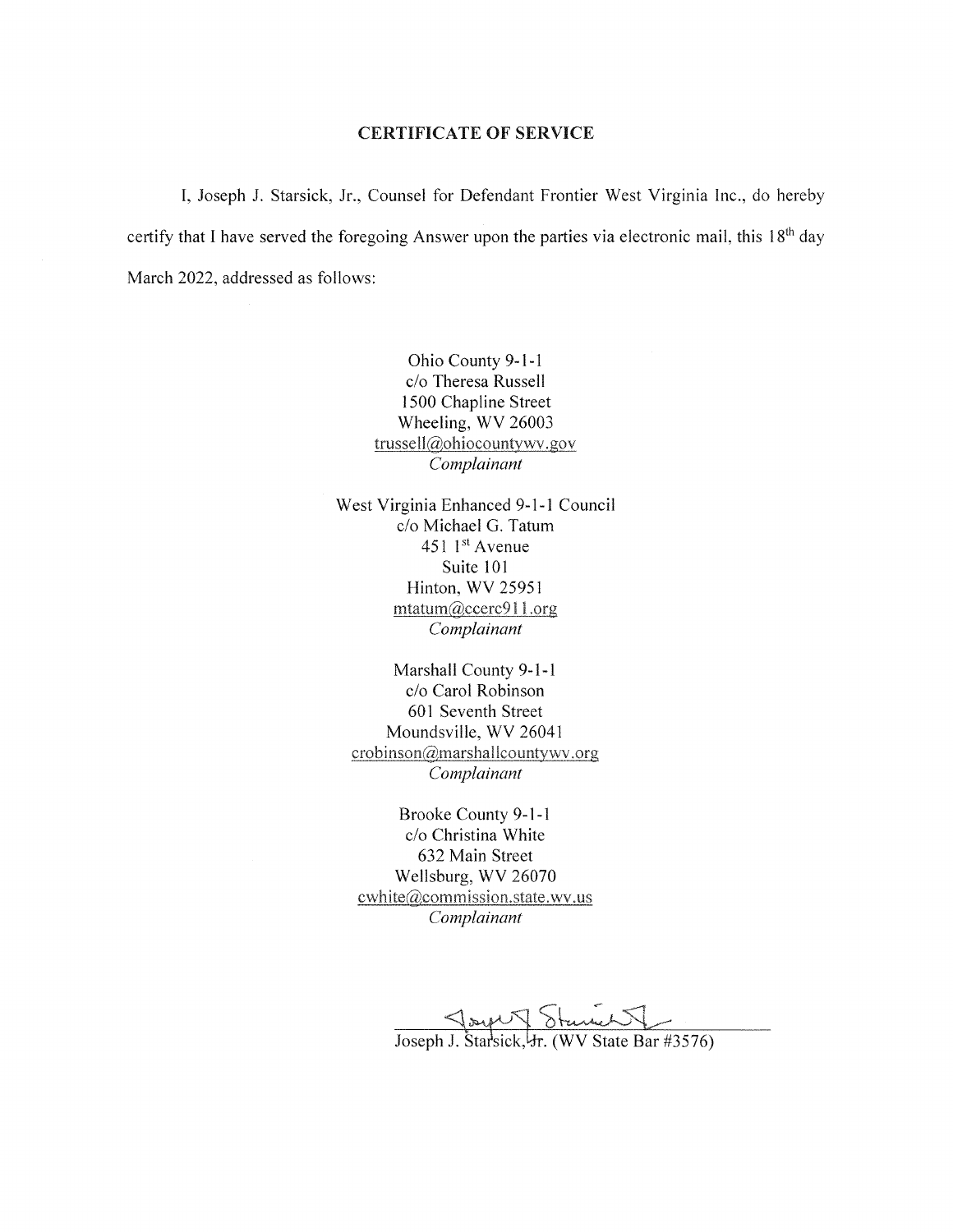## CERTIFICATE OF SERVICE

I, Joseph J. Starsick, Jr., Counsel for Defendant Frontier West Virginia Inc., do hereby certify that I have served the foregoing Answer upon the parties via electronic mail, this 18th day March 2022, addressed as follows:

Ohio County 9-1-1  
c/o Theresa Russell  
1500 Chapline Street  
Wheeling, WV 26003  
trussell@ohiocountywv.gov  
*Complainant*

West Virginia Enhanced 9-1-1 Council  
c/o Michael G. Tatum  
451 1st Avenue  
Suite 101  
Hinton, WV 25951  
mtatum@ccerc911.org  
*Complainant*

Marshall County 9-1-1  
c/o Carol Robinson  
601 Seventh Street  
Moundsville, WV 26041  
crobinson@marshallcountywv.org  
*Complainant*

Brooke County 9-1-1  
c/o Christina White  
632 Main Street  
Wellsburg, WV 26070  
cwhite@commission.state.wv.us  
*Complainant*

Joseph J. Starsick, Jr. (WV State Bar #3576)